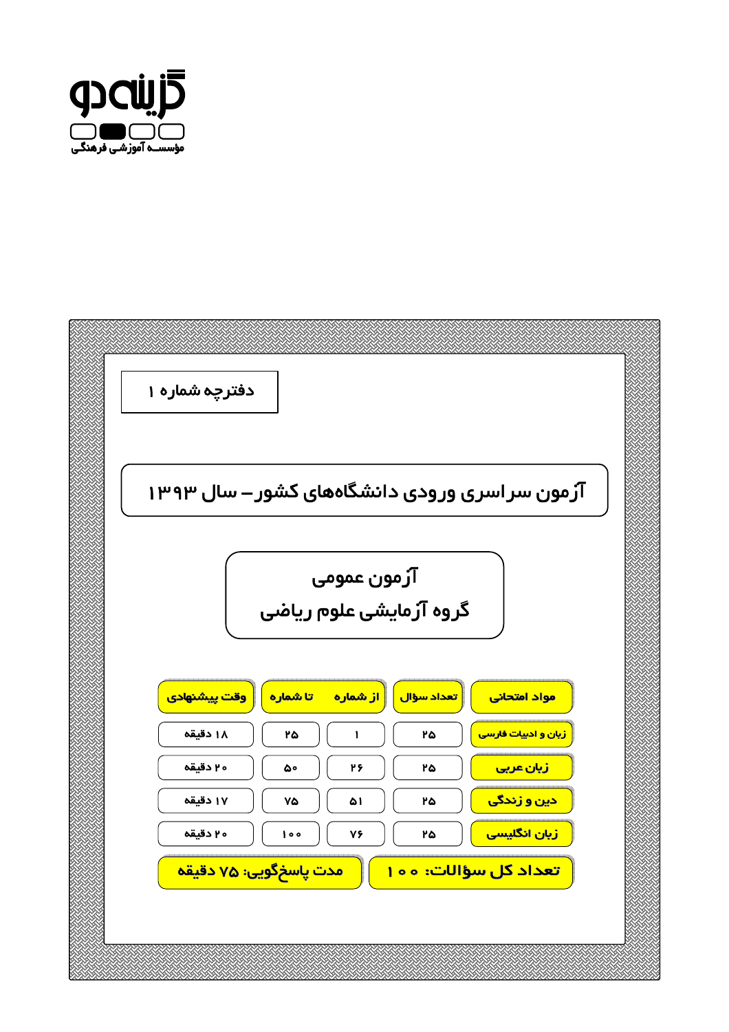گزینه دو

مؤسسه آموزشی فرهنگی

دفترچه شماره ۱

# آزمون سراسری ورودی دانشگاه‌های کشور – سال ۱۳۹۳

## آزمون عمومی
## گروه آزمایشی علوم ریاضی

| مواد امتحانی | تعداد سؤال | از شماره | تا شماره | وقت پیشنهادی |
|---|---|---|---|---|
| زبان و ادبیات فارسی | ۲۵ | ۱ | ۲۵ | ۱۸ دقیقه |
| زبان عربی | ۲۵ | ۲۶ | ۵۰ | ۲۰ دقیقه |
| دین و زندگی | ۲۵ | ۵۱ | ۷۵ | ۱۷ دقیقه |
| زبان انگلیسی | ۲۵ | ۷۶ | ۱۰۰ | ۲۰ دقیقه |

تعداد کل سؤالات: ۱۰۰

مدت پاسخگویی: ۷۵ دقیقه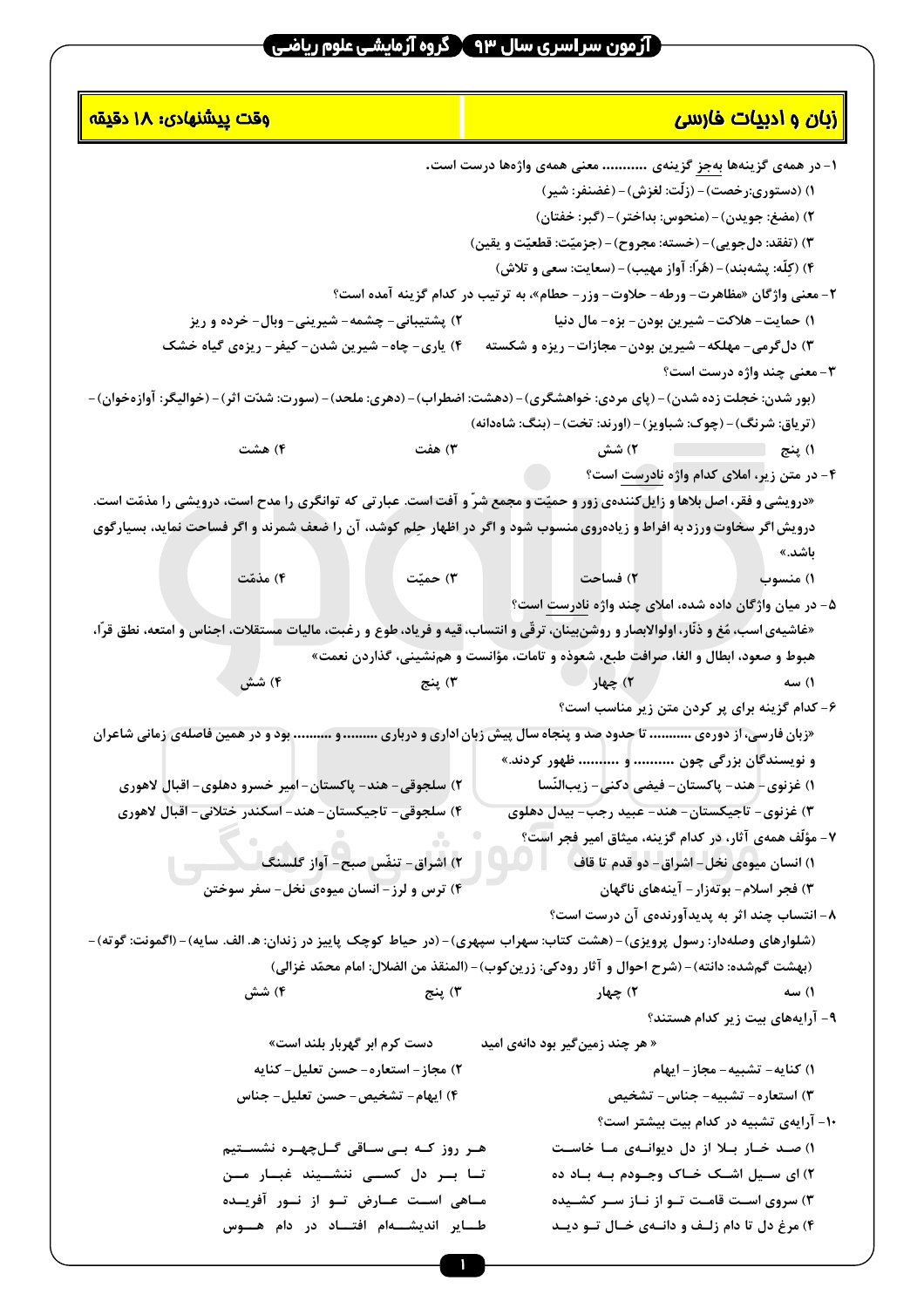## زبان و ادبیات فارسی

**وقت پیشنهادی: ۱۸ دقیقه**

۱- در همه‌ی گزینه‌ها بجز گزینه‌ی ........... معنی همه‌ی واژه‌ها درست است.

۱) (دستوری: رخصت) – (زلّت: لغزش) – (غضنفر: شیر)

۲) (مضغ: جویدن) – (منحوس: بداختر) – (گبر: خفتان)

۳) (تفقد: دل‌جویی) – (خسته: مجروح) – (جزمیّت: قطعیّت و یقین)

۴) (کِلّه: پشه‌بند) – (هُرّا: آواز مهیب) – (سعایت: سعی و تلاش)

۲- معنی واژگان «مظاهرت – ورطه – حلاوت – وزر – حطام»، به ترتیب در کدام گزینه آمده است؟

۱) حمایت – هلاکت – شیرین بودن – بزه – مال دنیا

۲) پشتیبانی – چشمه – شیرینی – وبال – خرده و ریز

۳) دل‌گرمی – مهلکه – شیرین بودن – مجازات – ریزه و شکسته

۴) یاری – چاه – شیرین شدن – کیفر – ریزه‌ی گیاه خشک

۳- معنی چند واژه درست است؟

(بور شدن: خجلت زده شدن) – (پای مردی: خواهشگری) – (دهشت: اضطراب) – (دهری: ملحد) – (سورت: شدّت اثر) – (خوالیگر: آوازه‌خوان) – (تریاق: شرنگ) – (چوک: شباویز) – (اورند: تخت) – (بنگ: شاه‌دانه)

۱) پنج ۲) شش ۳) هفت ۴) هشت

۴- در متن زیر، املای کدام واژه نادرست است؟

«درویشی و فقر، اصل بلاها و زایل‌کننده‌ی زور و حمیّت و مجمع شرّ و آفت است. عبارتی که توانگری را مدح است، درویشی را مذمّت است. درویش اگر سخاوت ورزد به افراط و زیاده‌روی منسوب شود و اگر در اظهار حِلم کوشد، آن را ضعف شمرند و اگر فساحت نماید، بسیارگوی باشد.»

۱) منسوب ۲) فساحت ۳) حمیّت ۴) مذمّت

۵- در میان واژگان داده شده، املای چند واژه نادرست است؟

«غاشیه‌ی اسب، مُغ و دَنّار، اولوالابصار و روشن‌بینان، ترقّی و انتساب، قیه و فریاد، طوع و رغبت، مالیات مستقلات، اجناس و امتعه، نطق قرّا، هبوط و صعود، ابطال و الغا، صرافت طبع، شعوذه و تامات، مؤانست و هم‌نشینی، گذاردن نعمت»

۱) سه ۲) چهار ۳) پنج ۴) شش

۶- کدام گزینه برای پر کردن متن زیر مناسب است؟

«زبان فارسی، از دوره‌ی ........... تا حدود صد و پنجاه سال پیش زبان اداری و درباری ......... و .......... بود و در همین فاصله‌ی زمانی شاعران و نویسندگان بزرگی چون ........... و .......... ظهور کردند.»

۱) غزنوی – هند – پاکستان – فیضی دکنی – زیب‌النّسا

۲) سلجوقی – هند – پاکستان – امیر خسرو دهلوی – اقبال لاهوری

۳) غزنوی – تاجیکستان – هند – عبید رجب – بیدل دهلوی

۴) سلجوقی – تاجیکستان – هند – اسکندر ختلانی – اقبال لاهوری

۷- مؤلّف همه‌ی آثار، در کدام گزینه، میثاق امیر فجر است؟

۱) انسان میوه‌ی نخل – اشراق – دو قدم تا قاف

۲) اشراق – تنفّس صبح – آواز گلسنگ

۳) فجر اسلام – بوته‌زار – آینه‌های ناگهان

۴) ترس و لرز – انسان میوه‌ی نخل – سفر سوختن

۸- انتساب چند اثر به پدیدآورنده‌ی آن درست است؟

(شلوارهای وصله‌دار: رسول پرویزی) – (هشت کتاب: سهراب سپهری) – (در حیاط کوچک پاییز در زندان: هـ. الف. سایه) – (اگمونت: گوته) – (بهشت گم‌شده: دانته) – (شرح احوال و آثار رودکی: زرین‌کوب) – (المنقذ من الضلال: امام محمّد غزالی)

۱) سه ۲) چهار ۳) پنج ۴) شش

۹- آرایه‌های بیت زیر کدام هستند؟

« هر چند زمین‌گیر بود دانه‌ی امید — دست کرم ابر گهربار بلند است»

۱) کنایه – تشبیه – مجاز – ایهام

۲) مجاز – استعاره – حسن تعلیل – کنایه

۳) استعاره – تشبیه – جناس – تشخیص

۴) ایهام – تشخیص – حسن تعلیل – جناس

۱۰- آرایه‌ی تشبیه در کدام بیت بیشتر است؟

۱) صد خار بلا از دل دیوانه‌ی ما خاست — هر روز که بی ساقی گل‌چهره نشستیم

۲) ای سیل اشک خاک وجودم به باد ده — تا بر دل کسی ننشیند غبار من

۳) سروی است قامت تو از ناز سر کشیده — ماهی است عارض تو از نور آفریده

۴) مرغ دل تا دام زلف و دانه‌ی خال تو دید — طایر اندیشه‌ام افتاد در دام هوس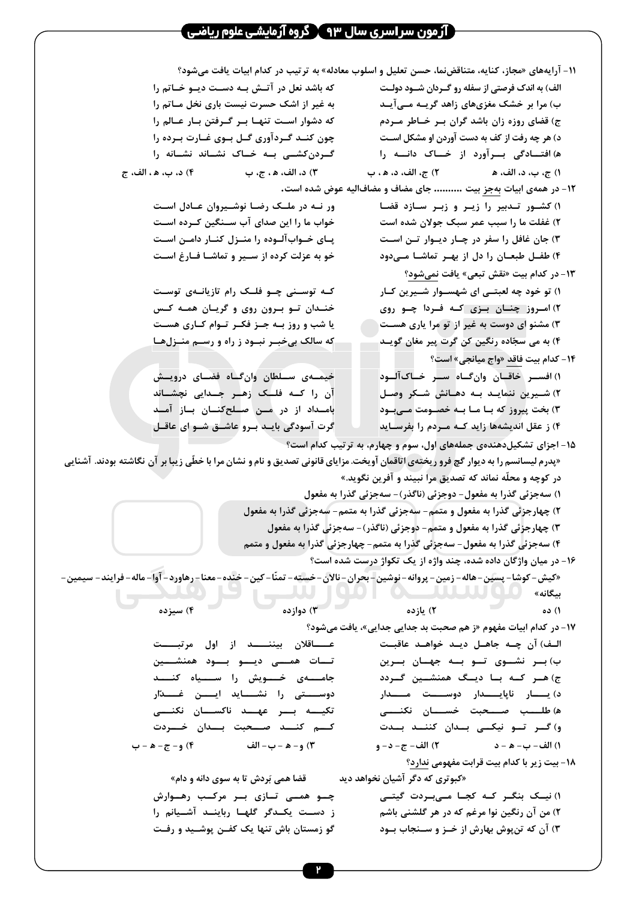۱۱- آرایه‌های «مجاز، کنایه، متناقض‌نما، حسن تعلیل و اسلوب معادله» به ترتیب در کدام ابیات یافت می‌شود؟

الف) به اندک فرصتی از سفله رو گردان شود دولت — که باشد نعل در آتش به دست دیو خاتم را

ب) مرا بر خشک مغزی‌های زاهد گریه می‌آید — به غیر از اشک حسرت نیست باری نخل ماتم را

ج) قضای روزه زان باشد گران بر خاطر مردم — که دشوار است تنها بر گرفتن بار عالم را

د) هر چه رفت از کف به دست آوردن او مشکل است — چون کند گردآوری گل بوی غارت برده را

هـ) افتادگی برآورد از خاک دانه را — گردن‌کشی به خاک نشاند نشانه را

۱) ج، ب، د، الف، هـ ۲) ج، الف، د، هـ، ب ۳) د، الف، هـ، ج، ب ۴) د، ب، هـ، الف، ج

۱۲- در همه‌ی ابیات به‌جز بیت .......... جای مضاف و مضاف‌الیه عوض شده است.

۱) کشور تدبیر را زیر و زبر سازد قضا — ور نه در ملک رضا نوشیروان عادل است

۲) غفلت ما را سبب عمر سبک جولان شده است — خواب ما را این صدای آب سنگین کرده است

۳) جان غافل را سفر در چار دیوار تن است — پای خواب‌آلوده را منزل کنار دامن است

۴) طفل طبعان را دل از بهر تماشا می‌دود — خو به عزلت کرده از سیر و تماشا فارغ است

۱۳- در کدام بیت «نقش تبعی» یافت نمی‌شود؟

۱) تو خود چه لعبتی ای شهسوار شیرین کار — که توسنی چو فلک رام تازیانه‌ی توست

۲) امروز چنان بزی که فردا چو روی — خندان تو برون روی و گریان همه کس

۳) مشنو ای دوست که غیر از تو مرا یاری هست — یا شب و روز به جز فکر توام کاری هست

۴) به می سجّاده رنگین کن گرت پیر مغان گوید — که سالک بی‌خبر نبود ز راه و رسم منزل‌ها

۱۴- کدام بیت فاقد «واج میانجی» است؟

۱) افسر خاقان وان‌گاه سر خاک‌آلود — خیمه‌ی سلطان وان‌گاه فضای درویش

۲) شیرین ننماید به دهانش شکر وصل — آن را که فلک زهر جدایی نچشاند

۳) بخت پیروز که با ما به خصومت می‌بود — بامداد از در من صلح‌کنان باز آمد

۴) ز عقل اندیشه‌ها زاید که مردم را بفرساید — گرت آسودگی باید برو عاشق شو ای عاقل

۱۵- اجزای تشکیل‌دهنده‌ی جمله‌های اول، سوم و چهارم، به ترتیب کدام است؟

«پدرم لیسانسم را به دیوار گچ فرو ریخته‌ی اتاقمان آویخت. مزایای قانونی تصدیق و نام و نشان مرا با خطّی زیبا بر آن نگاشته بودند. آشنایی در کوچه و محلّه نماند که تصدیق مرا نبیند و آفرین نگوید.»

۱) سه‌جزئی گذرا به مفعول- دوجزئی (ناگذر)- سه‌جزئی گذرا به مفعول

۲) چهارجزئی گذرا به مفعول و متمم- سه‌جزئی گذرا به متمم- سه‌جزئی گذرا به مفعول

۳) چهارجزئی گذرا به مفعول و متمم- دوجزئی (ناگذر)- سه‌جزئی گذرا به مفعول

۴) سه‌جزئی گذرا به مفعول- سه‌جزئی گذرا به متمم- چهارجزئی گذرا به مفعول و متمم

۱۶- در میان واژگان داده شده، چند واژه از یک تکواژ درست شده است؟

«کیش- کوشا- پسین- هاله- زمین- پروانه- نوشین- بحران- نالان- خسته- تمنّا- کین- خنده- معنا- رهاورد- آوا- ماله- فرایند- سیمین- بیگانه»

۱) ده ۲) یازده ۳) دوازده ۴) سیزده

۱۷- در کدام ابیات مفهوم «ز هم صحبت بد جدایی جدایی»، یافت می‌شود؟

الف) آن چه جاهل دید خواهد عاقبت — عاقلان بینند از اول مرتبت

ب) بر نشوی تو به جهان برین — تات همی دیو بود همنشین

ج) هر که با دیگ همنشین گردد — جامه‌ی خویش را سیاه کند

د) یار ناپایدار دوست مدار — دوستی را نشاید این غدّار

هـ) طلب صحبت خسان نکنی — تکیه بر عهد ناکسان نکنی

و) گر تو نیکی بدان کنند بدت — کم کند صحبت بدان خردت

۱) الف- ب- هـ- د ۲) الف- ج- د- و ۳) و- هـ- ب- الف ۴) و- ج- هـ- ب

۱۸- بیت زیر با کدام بیت قرابت مفهومی ندارد؟

«کبوتری که دگر آشیان نخواهد دید — قضا همی بَردش تا به سوی دانه و دام»

۱) نیک بنگر که کجا می‌بردت گیتی — چو همی تازی بر مرکب رهوارش

۲) من آن رنگین نوا مرغم که در هر گلشنی باشم — ز دست یکدگر گلها ربایند آشیانم را

۳) آن که تن‌پوش بهارش از خز و سنجاب بود — گو زمستان باش تنها یک کفن پوشید و رفت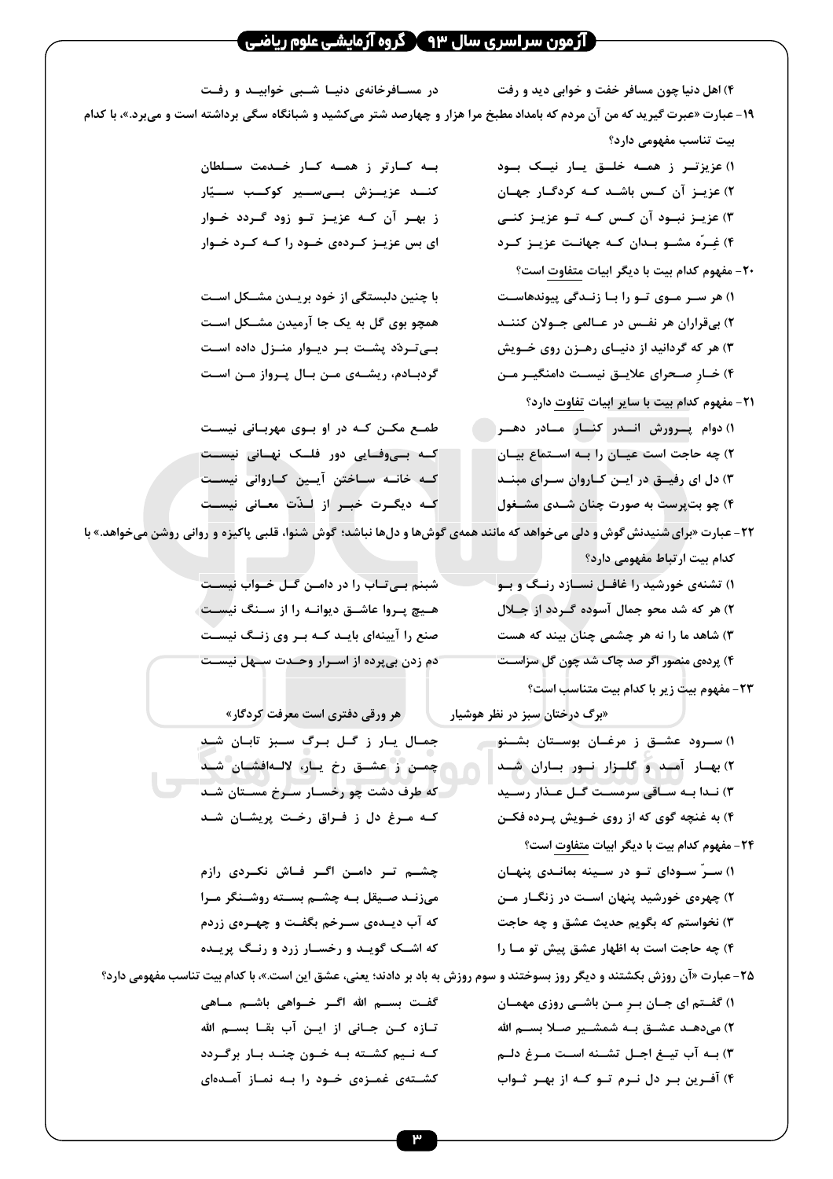۴) اهل دنیا چون مسافر خفت و خوابی دید و رفت — در مسافرخانه‌ی دنیا شبی خوابید و رفت

۱۹- عبارت «عبرت گیرید که من آن مردم که بامداد مطبخ مرا هزار و چهارصد شتر می‌کشید و شبانگاه سگی برداشته است و می‌برد.»، با کدام بیت تناسب مفهومی دارد؟

۱) عزیزتر ز همه خلق یار نیک بود — به کارتر ز همه کار خدمت سلطان

۲) عزیز آن کس باشد که کردگار جهان — کند عزیزش بی‌سیر کوکب سیّار

۳) عزیز نبود آن کس که تو عزیز کنی — ز بهر آن که عزیز تو زود گردد خوار

۴) غِرّه مشو بدان که جهانت عزیز کرد — ای بس عزیز کرده‌ی خود را که کرد خوار

۲۰- مفهوم کدام بیت با دیگر ابیات متفاوت است؟

۱) هر سر موی تو را با زندگی پیوندهاست — با چنین دلبستگی از خود بریدن مشکل است

۲) بی‌قراران هر نفس در عالمی جولان کنند — همچو بوی گل به یک جا آرمیدن مشکل است

۳) هر که گردانید از دنیای رهزن روی خویش — بی‌تردّد پشت بر دیوار منزل داده است

۴) خار صحرای علایق نیست دامنگیر من — گردبادم، ریشه‌ی من بال پرواز من است

۲۱- مفهوم کدام بیت با سایر ابیات تفاوت دارد؟

۱) دوام پرورش اندر کنار مادر دهر — طمع مکن که در او بوی مهربانی نیست

۲) چه حاجت است عیان را به استماع بیان — که بی‌وفایی دور فلک نهانی نیست

۳) دل ای رفیق در این کاروان سرای مبند — که خانه ساختن آیین کاروانی نیست

۴) چو بت‌پرست به صورت چنان شدی مشغول — که دیگرت خبر از لذّت معانی نیست

۲۲- عبارت «برای شنیدنش گوش و دلی می‌خواهد که مانند همه‌ی گوش‌ها و دل‌ها نباشد؛ گوش شنوا، قلبی پاکیزه و روانی روشن می‌خواهد.» با کدام بیت ارتباط مفهومی دارد؟

۱) تشنه‌ی خورشید را غافل نسازد رنگ و بو — شبنم بی‌تاب را در دامن گل خواب نیست

۲) هر که شد محو جمال آسوده گردد از جلال — هیچ پروا عاشق دیوانه را از سنگ نیست

۳) شاهد ما را نه هر چشمی چنان بیند که هست — صنع را آیینه‌ای باید که بر وی زنگ نیست

۴) پرده‌ی منصور اگر صد چاک شد چون گل سزاست — دم زدن بی‌پرده از اسرار وحدت سهل نیست

۲۳- مفهوم بیت زیر با کدام بیت متناسب است؟

«برگ درختان سبز در نظر هوشیار — هر ورقی دفتری است معرفت کردگار»

۱) سرود عشق ز مرغان بوستان بشنو — جمال یار ز گل برگ سبز تابان شد

۲) بهار آمد و گلزار نور باران شد — چمن ز عشق رخ یار، لاله‌افشان شد

۳) ندا به ساقی سرمست گل عذار رسید — که طرف دشت چو رخسار سرخ مستان شد

۴) به غنچه گوی که از روی خویش پرده فکن — که مرغ دل ز فراق رخت پریشان شد

۲۴- مفهوم کدام بیت با دیگر ابیات متفاوت است؟

۱) سرّ سودای تو در سینه بماندی پنهان — چشم تر دامن اگر فاش نکردی رازم

۲) چهره‌ی خورشید پنهان است در زنگار من — می‌زند صیقل به چشم بسته روشنگر مرا

۳) نخواستم که بگویم حدیث عشق و چه حاجت — که آب دیده‌ی سرخم بگفت و چهره‌ی زردم

۴) چه حاجت است به اظهار عشق پیش تو ما را — که اشک گوید و رخسار زرد و رنگ پریده

۲۵- عبارت «آن روزش بکشتند و دیگر روز بسوختند و سوم روزش به باد بر دادند؛ یعنی، عشق این است.»، با کدام بیت تناسب مفهومی دارد؟

۱) گفتم ای جان بر من باشی روزی مهمان — گفت بسم الله اگر خواهی باشم ماهی

۲) می‌دهد عشق به شمشیر صلا بسم الله — تازه کن جانی از این آب بقا بسم الله

۳) به آب تیغ اجل تشنه است مرغ دلم — که نیم کشته به خون چند بار برگردد

۴) آفرین بر دل نرم تو که از بهر ثواب — کشته‌ی غمزه‌ی خود را به نماز آمده‌ای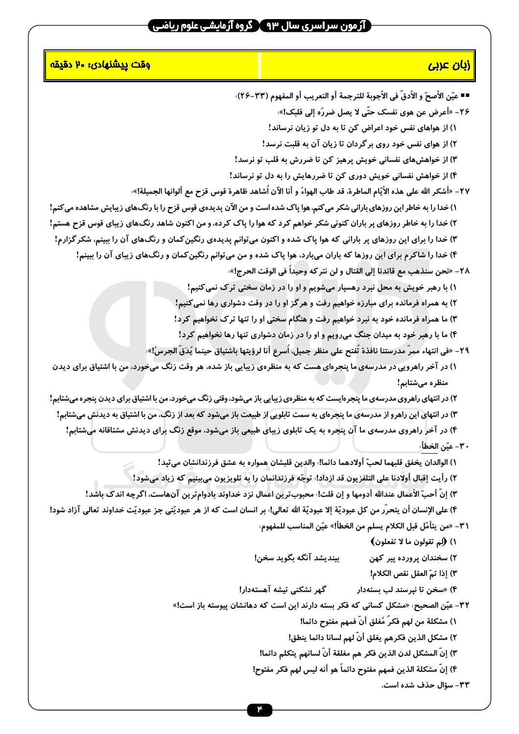## زبان عربی

**وقت پیشنهادی: ۲۰ دقیقه**

■■ عیّن الأصحّ و الأدقّ فی الأجوبة للترجمة أو التعریب أو المفهوم (۳۳-۲۶):

۲۶- «أعرض عن هوى نفسک حتّى لا یصل ضررُه إلى قلبک!»:

۱) از هواهای نفس خود اعراض کن تا به دل تو زیان نرساند!

۲) از هوای نفس خود روی برگردان تا زیان آن به قلبت نرسد!

۳) از خواهش‌های نفسانی خویش پرهیز کن تا ضررش به قلب تو نرسد!

۴) از خواهش نفسانی خویش دوری کن تا ضررهایش را به دل تو نرساند!

۲۷- «أشکر الله على هذه الأیّام الماطرة، قد طاب الهواءُ و أنا الآن أشاهد ظاهرة قوس قزح مع ألوانها الجمیلة!»:

۱) خدا را به خاطر این روزهای بارانی شکر می‌کنم، هوا پاک شده است و من الآن پدیده‌ی قوس قزح را با رنگ‌های زیبایش مشاهده می‌کنم!

۲) خدا را به خاطر روزهای پر باران کنونی شکر خواهم کرد که هوا را پاک کرده، و من اکنون شاهد رنگ‌های زیبای قوس قزح هستم!

۳) خدا را برای این روزهای پر بارانی که هوا پاک شده و اکنون می‌توانم پدیده‌ی رنگین‌کمان و رنگ‌های آن را ببینم، شکرگزارم!

۴) خدا را شاکرم برای این روزها که باران می‌بارد، هوا پاک شده و من می‌توانم رنگین‌کمان و رنگ‌های زیبای آن را ببینم!

۲۸- «نحن سنذهب مع قائدنا إلى القتال و لن نترکه وحیداً فی الوقت الحرج!»:

۱) با رهبر خویش به محل نبرد رهسپار می‌شویم و او را در زمان سختی ترک نمی‌کنیم!

۲) به همراه فرمانده برای مبارزه خواهیم رفت و هرگز او را در وقت دشواری رها نمی‌کنیم!

۳) ما همراه فرمانده خود به نبرد خواهیم رفت و هنگام سختی او را تنها ترک نخواهیم کرد!

۴) ما با رهبر خود به میدان جنگ می‌رویم و او را در زمان دشواری تنها رها نخواهیم کرد!

۲۹- «فی انتهاء ممرّ مدرستنا نافذة تُفتح على منظر جمیل، أسرع أنا لرؤیتها باشتیاق حینما یُدَقّ الجرسُ!»:

۱) در آخر راهرویی در مدرسه‌ی ما پنجره‌ای هست که به منظره‌ی زیبایی باز شده، هر وقت زنگ می‌خورد، من با اشتیاق برای دیدن منظره می‌شتابم!

۲) در انتهای راهروی مدرسه‌ی ما پنجره‌ایست که به منظره‌ی زیبایی باز می‌شود، وقتی زنگ می‌خورد، من با اشتیاق برای دیدن پنجره می‌شتابم!

۳) در انتهای این راهرو از مدرسه‌ی ما پنجره‌ای به سمت تابلویی از طبیعت باز می‌شود که بعد از زنگ، من با اشتیاق به دیدنش می‌شتابم!

۴) در آخر راهروی مدرسه‌ی ما آن پنجره به یک تابلوی زیبای طبیعی باز می‌شود، موقع زنگ برای دیدنش مشتاقانه می‌شتابم!

۳۰- عیّن الخطأ:

۱) الوالدان یخفق قلبهما لحبّ أولادهما دائما!: والدین قلبشان همواره به عشق فرزندانشان می‌تپد!

۲) رأیت إقبال أولادنا على التلفزیون قد ازداد!: توجّه فرزندانمان را به تلویزیون می‌بینیم که زیاد می‌شود!

۳) إنّ أحبّ الأعمال عندالله أدومها و إن قلّت!: محبوب‌ترین اعمال نزد خداوند بادوام‌ترین آن‌هاست، اگرچه اندک باشد!

۴) على الإنسان أن یتحرّر من کل عبودیّة إلا عبودیّة الله تعالى!: بر انسان است که از هر عبودیّتی جز عبودیّت خداوند تعالی آزاد شود!

۳۱- «من یتأمّل قبل الکلام یسلم من الخطأ!» عیّن المناسب للمفهوم:

۱) ﴿لِمَ تقولون ما لا تفعلون﴾

۲) سخندان پرورده پیر کهن    بیندیشد آنگه بگوید سخن!

۳) إذا تمّ العقل نقص الکلام!

۴) «سخن تا نپرسند لب بسته‌دار    گهر نشکنی تیشه آهسته‌دار!

۳۲- عیّن الصحیح: «مشکل کسانی که فکر بسته دارند این است که دهانشان پیوسته باز است!»

۱) مشکلة من لهم فکرٌ مُغلق أنّ فمهم مفتوح دائما!

۲) مشکل الذین فکرهم یغلق أنّ لهم لسانا دائما ینطق!

۳) إنّ المشکل لدن الذین فکر هم مغلقة أنّ لسانهم یتکلم دائما!

۴) إنّ مشکلة الذین فمهم مفتوح دائماً هو أنه لیس لهم فکر مفتوح!

۳۳- سؤال حذف شده است.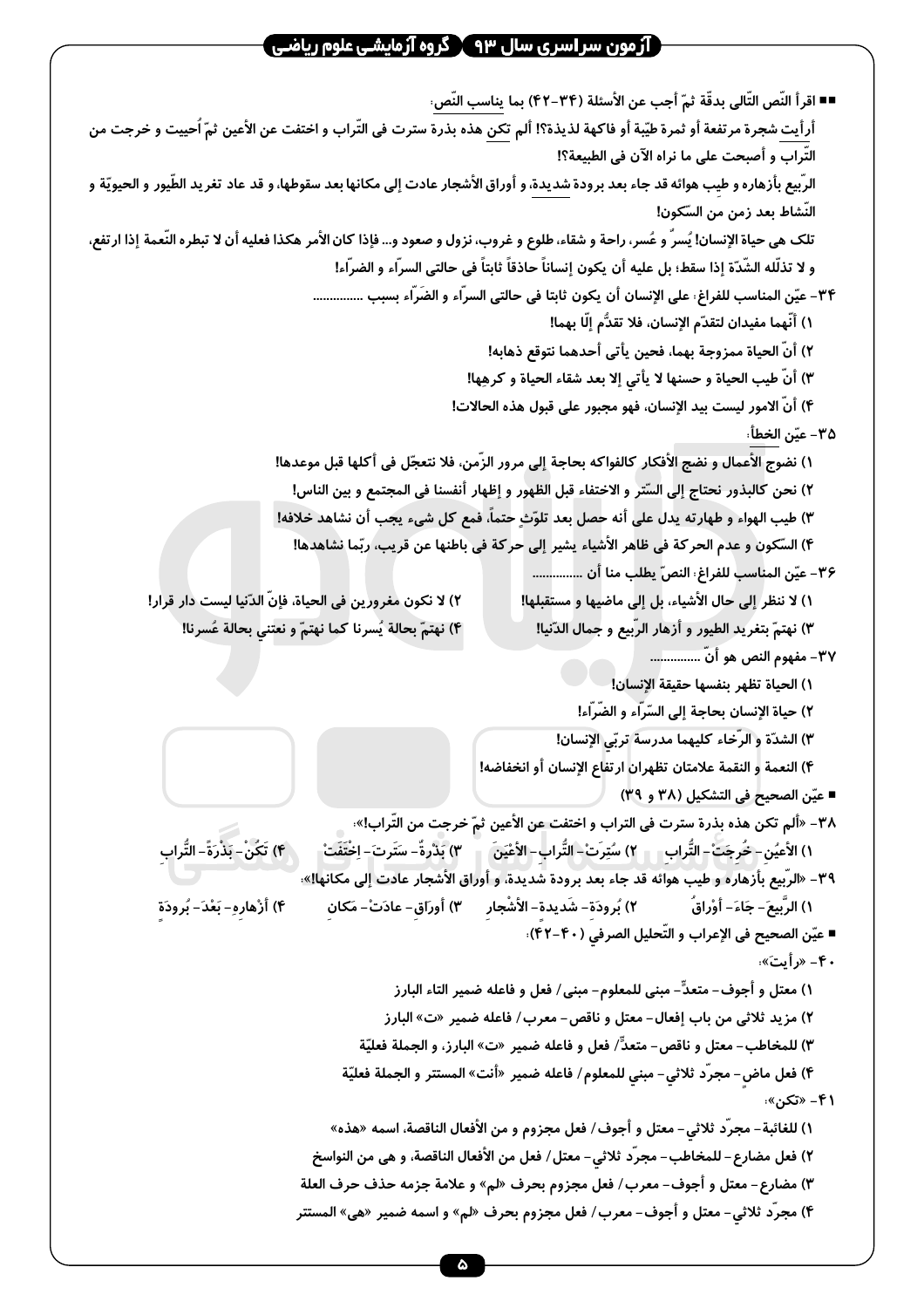■■ اقرأ النّص التّالی بدقّة ثمّ أجب عن الأسئلة (۳۴-۴۲) بما يناسب النّص:

أرأيت شجرة مرتفعة أو ثمرة طيّبة أو فاكهة لذيذة؟! ألم تكن هذه بذرة سترت فی التّراب و اختفت عن الأعين ثمّ أُحييت و خرجت من التّراب و أصبحت على ما نراه الآن فی الطبيعة؟!

الرّبيع بأزهاره و طيب هوائه قد جاء بعد برودة شديدة، و أوراق الأشجار عادت إلى مكانها بعد سقوطها، و قد عاد تغريد الطّيور و الحيويّة و النّشاط بعد زمن من السّكون!

تلك هی حياة الإنسان! يُسرٌ و عُسر، راحة و شقاء، طلوع و غروب، نزول و صعود و... فإذا كان الأمر هكذا فعليه أن لا تبطره النّعمة إذا ارتفع، و لا تذلّله الشّدّة إذا سقط؛ بل عليه أن يكون إنساناً حاذقاً ثابتاً فی حالتی السرّاء و الضرّاء!

۳۴- عيّن المناسب للفراغ: على الإنسان أن يكون ثابتا فی حالتی السرّاء و الضَرّاء بسبب ...............

۱) أنّهما مفيدان لتقدّم الإنسان، فلا تقدُّم إلّا بهما!

۲) أنّ الحياة ممزوجة بهما، فحين يأتی أحدهما نتوقع ذهابه!

۳) أنّ طيب الحياة و حسنها لا يأتی إلا بعد شقاء الحياة و كرهها!

۴) أنّ الامور ليست بيد الإنسان، فهو مجبور على قبول هذه الحالات!

۳۵- عيّن الخطأ:

۱) نضوج الأعمال و نضج الأفكار كالفواكه بحاجة إلى مرور الزّمن، فلا نتعجّل فی أكلها قبل موعدها!

۲) نحن كالبذور نحتاج إلى السّتر و الاختفاء قبل الظهور و إظهار أنفسنا فی المجتمع و بين الناس!

۳) طيب الهواء و طهارته يدل على أنه حصل بعد تلوّثٍ حتماً، فمع كل شیء يجب أن نشاهد خلافه!

۴) السّكون و عدم الحركة فی ظاهر الأشياء يشير إلى حركة فی باطنها عن قريب، ربّما نشاهدها!

۳۶- عيّن المناسب للفراغ: النصّ يطلب منا أن ...............

۱) لا ننظر إلى حال الأشياء، بل إلى ماضيها و مستقبلها!

۲) لا نكون مغرورين فی الحياة، فإنّ الدّنيا ليست دار قرار!

۳) نهتمّ بتغريد الطيور و أزهار الرّبيع و جمال الدّنيا!

۴) نهتمّ بحالة يُسرنا كما نهتمّ و نعتني بحالة عُسرنا!

۳۷- مفهوم النص هو أنّ ...............

۱) الحياة تظهر بنفسها حقيقة الإنسان!

۲) حياة الإنسان بحاجة إلى السّرّاء و الضّرّاء!

۳) الشدّة و الرّخاء كليهما مدرسة تربّي الإنسان!

۴) النعمة و النقمة علامتان تظهران ارتفاع الإنسان أو انخفاضه!

■ عيّن الصحيح فی التشكيل (۳۸ و ۳۹)

۳۸- «ألم تكن هذه بذرة سترت فی التراب و اختفت عن الأعين ثمّ خرجت من التّراب!»:

۱) الأعيُنِ- خُرِجَتْ- التُّرابِ ۲) سُتِرَتْ- التُّرابِ- الأعْيَنَ ۳) بَذْرةٌ- سَتَرت- اِخْتَفَتْ ۴) تَكُنْ- بَذْرَةً- التُّرابِ

۳۹- «الرّبيع بأزهاره و طيب هوائه قد جاء بعد برودة شديدة، و أوراق الأشجار عادت إلى مكانها!»:

۱) الرَّبيعَ- جاءَ- أوْراقُ ۲) بُرودَةِ- شَديدةِ- الأشْجارِ ۳) أورَاقِ- عادَتْ- مَكانِ ۴) أزْهارِهِ- بَعْدَ- بُرودَةٍ

■ عيّن الصحيح فی الإعراب و التّحليل الصرفي (۴۰-۴۲):

۴۰- «رأيتَ»:

۱) معتل و أجوف- متعدٍّ- مبنی للمعلوم- مبنی/ فعل و فاعله ضمير التاء البارز

۲) مزيد ثلاثی من باب إفعال- معتل و ناقص- معرب/ فاعله ضمير «ت» البارز

۳) للمخاطب- معتل و ناقص- متعدٍّ/ فعل و فاعله ضمير «ت» البارز، و الجملة فعليّة

۴) فعل ماضٍ- مجرّد ثلاثي- مبني للمعلوم/ فاعله ضمير «أنت» المستتر و الجملة فعليّة

۴۱- «تكن»:

۱) للغائبة- مجرّد ثلاثي- معتل و أجوف/ فعل مجزوم و من الأفعال الناقصة، اسمه «هذه»

۲) فعل مضارع- للمخاطب- مجرّد ثلاثي- معتل/ فعل من الأفعال الناقصة، و هی من النواسخ

۳) مضارع- معتل و أجوف- معرب/ فعل مجزوم بحرف «لم» و علامة جزمه حذف حرف العلة

۴) مجرّد ثلاثي- معتل و أجوف- معرب/ فعل مجزوم بحرف «لم» و اسمه ضمير «هی» المستتر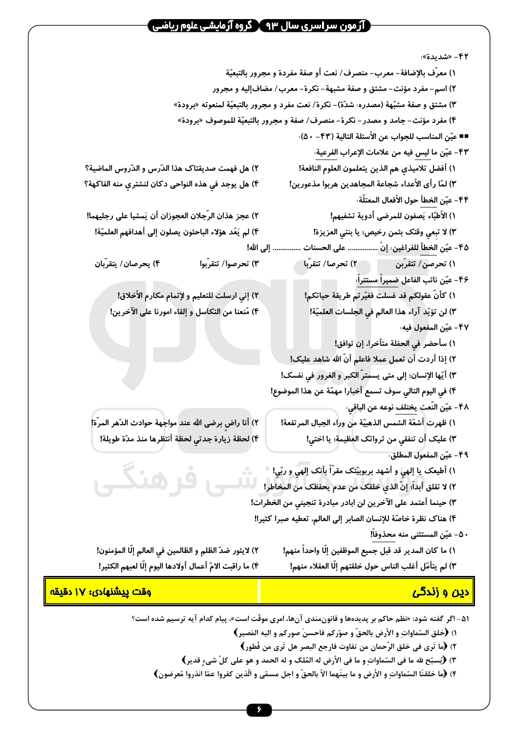۴۲- «شديدة»:

۱) معرّف بالإضافة- معرب- منصرف/ نعت أو صفة مفردة و مجرور بالتبعيّة

۲) اسم- مفرد مؤنث- مشتق و صفة مشبهة- نكرة- معرب/ مضاف‌إليه و مجرور

۳) مشتق و صفة مشبّهة (مصدره: شدّة)- نكرة/ نعت مفرد و مجرور بالتبعيّة لمنعوته «برودة»

۴) مفرد مؤنث- جامد و مصدر- نكرة- منصرف/ صفة و مجرور بالتبعيّة للموصوف «برودة»

■■ عيّن المناسب للجواب عن الأسئلة التالية (۴۳- ۵۰):

۴۳- عيّن ما ليس فيه من علامات الإعراب الفرعية:

۱) أفضل تلاميذي هم الذين يتعلمون العلوم النافعة!

۲) هل فهمت صديقتاك هذا الدّرس و الدّروس الماضية؟

۳) لمّا رأى الأعداء شجاعة المجاهدين هربوا مذعورين!

۴) هل يوجد في هذه النواحي دكان لنشتري منه الفاكهة؟

۴۴- عيّن الخطأ حول الأفعال المعتلّة:

۱) الأطبّاء يَصفون للمرضى أدوية تشفيهما!

۲) عجز هذان الرّجلان العجوزان أن يَمشيا على رجليهما!

۳) لا تبعي وقتك بثمن رخيص؛ يا بنتي العزيزة!

۴) لم يَعُد هؤلاء الباحثون يصلون إلى أهدافهم العلميّة!

۴۵- عيّن الخطأ للفراغين: إنْ ............... على الحسنات ............... إلى الله!

۱) تحرصن/ تتقرّبن

۲) تحرصا/ تتقرّبا

۳) تحرصوا/ تتقرّبوا

۴) يحرصان/ يتقرّبان

۴۶- عيّن نائب الفاعل ضميراً مستتراً:

۱) كأنّ عقولكم قد غسلت فغيّرتم طريقة حياتكم!

۲) إني ارسلت للتعليم و لإتمام مكارم الأخلاق!

۳) لن تؤيّد آراء هذا العالم في الجلسات العلميّة!

۴) مُنعنا من التكاسل و إلقاء امورنا على الآخرين!

۴۷- عيّن المفعول فيه:

۱) سأحضر في الحفلة متأخرا، إن توافق!

۲) إذا أردت أن تعمل عملا فاعلم أنّ الله شاهد عليک!

۳) أيّها الإنسان؛ إلى متى يستمرّ الكبر و الغرور في نفسک!

۴) في اليوم التالي سوف تسمع أخبارا مهمّة عن هذا الموضوع!

۴۸- عيّن النّعت يختلف نوعه عن الباقي:

۱) ظهرت أشعّة الشمس الذهبيّة من وراء الجبال المرتفعة!

۲) أنا راض برضى الله عند مواجهة حوادث الدّهر المرّة!

۳) عليک أن تنفقي من ثرواتک العظيمة؛ يا اختي!

۴) لحظة زيارة جدتي لحظة أنتظرها منذ مدّة طويلة!

۴۹- عيّن المفعول المطلق:

۱) أطيعک يا إلهي و أشهد بربوبيّتک مقرّاً بأنک إلهي و ربّي!

۲) لا تقلق أبداً! إنّ الذي خلقک من عدم يحفظک من المخاطر!

۳) حينما أعتمد على الآخرين لن ابادر مبادرة تنجيني من الخطرات!

۴) هناک نظرة خاصّة للإنسان الصابر إلى العالم، تعطيه صبرا كثيرا!

۵۰- عيّن المستثنى منه محذوفاً!

۱) ما كان المدير قد قبل جميع الموظفين إلّا واحداً منهم!

۲) لايثور ضدّ الظلم و الظالمين في العالم إلّا المؤمنون!

۳) لم يتأمّل أغلب الناس حول خلقتهم إلّا العقلاء منهم!

۴) ما راقبت الامّ أعمال أولادها اليوم إلّا لعبهم الكثير!

## دین و زندگی

**وقت پیشنهادی: ۱۷ دقیقه**

۵۱- اگر گفته شود: «نظم حاکم بر پدیده‌ها و قانون‌مندی آن‌ها، امری موقّت است»، پیام کدام آیه ترسیم شده است؟

۱) ﴿خلق السّماواتِ و الأرض بالحقّ و صوّركم فاحسنَ صوركم و اليه المَصير﴾

۲) ﴿ما تَرى في خلق الرّحمان من تفاوت فارجع البصر هل تَرى من فُطور﴾

۳) ﴿يُسبّح لله ما في السّماواتِ و ما في الأرض له المُلک و له الحمد و هو على كلّ شيءٍ قدير﴾

۴) ﴿ما خلقنا السّماواتِ و الأرض و ما بينَهما الّا بالحقّ و اجل مسمّى و الّذين كفروا عمّا انذروا مُعرضون﴾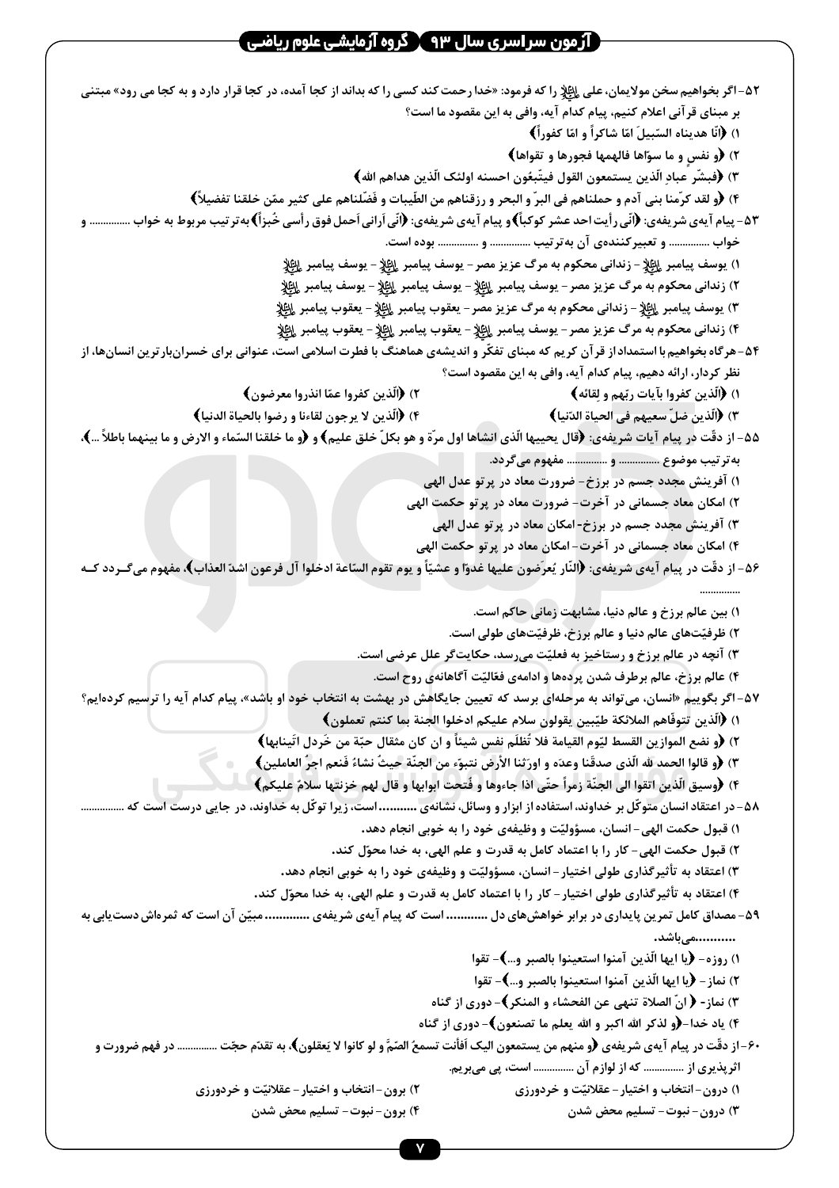۵۲- اگر بخواهیم سخن مولایمان، علی ﷺ را که فرمود: «خدا رحمت کند کسی را که بداند از کجا آمده، در کجا قرار دارد و به کجا می رود» مبتنی بر مبنای قرآنی اعلام کنیم، پیام کدام آیه، وافی به این مقصود ما است؟

۱) ﴿انّا هدیناه السّبیلَ امّا شاکراً و امّا کفوراً﴾

۲) ﴿و نفسٍ و ما سوّاها فالهمها فجورها و تقواها﴾

۳) ﴿فبشّر عبادِ الّذین یستمعون القول فیتّبعُون احسنه اولئک الّذین هداهم الله﴾

۴) ﴿و لقد کرّمنا بنی آدم و حملناهم فی البرّ و البحر و رزقناهم من الطّیبات و فَضّلناهم علی کثیر ممّن خلقنا تفضیلاً﴾

۵۳- پیام آیه‌ی شریفه‌ی: ﴿انّی رأیت احد عشر کوکباً﴾ و پیام آیه‌ی شریفه‌ی: ﴿انّی أرانی أحمل فوق رأسی خُبزاً﴾ به‌ترتیب مربوط به خواب .............. و خواب .............. و تعبیرکننده‌ی آن به‌ترتیب .............. و .............. بوده است.

۱) یوسف پیامبر ﷺ - زندانی محکوم به مرگ عزیز مصر - یوسف پیامبر ﷺ - یوسف پیامبر ﷺ

۲) زندانی محکوم به مرگ عزیز مصر - یوسف پیامبر ﷺ - یوسف پیامبر ﷺ - یوسف پیامبر ﷺ

۳) یوسف پیامبر ﷺ - زندانی محکوم به مرگ عزیز مصر - یعقوب پیامبر ﷺ - یعقوب پیامبر ﷺ

۴) زندانی محکوم به مرگ عزیز مصر - یوسف پیامبر ﷺ - یعقوب پیامبر ﷺ - یعقوب پیامبر ﷺ

۵۴- هرگاه بخواهیم با استمداد از قرآن کریم که مبنای تفکّر و اندیشه‌ی هماهنگ با فطرت اسلامی است، عنوانی برای خسران‌بارترین انسان‌ها، از نظر کردار، ارائه دهیم، پیام کدام آیه، وافی به این مقصود است؟

۱) ﴿الّذین کفروا بآیات ربّهم و لقائه﴾

۲) ﴿الّذین کفروا عمّا انذروا معرضون﴾

۳) ﴿الّذین ضلّ سعیهم فی الحیاة الدّنیا﴾

۴) ﴿الّذین لا یرجون لقاءنا و رضوا بالحیاة الدنیا﴾

۵۵- از دقّت در پیام آیات شریفه‌ی: ﴿قال یحییها الّذی انشاها اول مرّة و هو بکلّ خلق علیم﴾ و ﴿و ما خلقنا السّماء و الارض و ما بینهما باطلاً ...﴾، به‌ترتیب موضوع .............. و .............. مفهوم می‌گردد.

۱) آفرینش مجدد جسم در برزخ- ضرورت معاد در پرتو عدل الهی

۲) امکان معاد جسمانی در آخرت- ضرورت معاد در پرتو حکمت الهی

۳) آفرینش مجدد جسم در برزخ- امکان معاد در پرتو عدل الهی

۴) امکان معاد جسمانی در آخرت- امکان معاد در پرتو حکمت الهی

۵۶- از دقّت در پیام آیه‌ی شریفه‌ی: ﴿النّار یُعرَضون علیها غدوّاً و عشیّاً و یوم تقوم السّاعة ادخلوا آل فرعون اشدّ العذاب﴾، مفهوم می‌گردد که ...............

۱) بین عالم برزخ و عالم دنیا، مشابهت زمانی حاکم است.

۲) ظرفیّت‌های عالم دنیا و عالم برزخ، ظرفیّت‌های طولی است.

۳) آنچه در عالم برزخ و رستاخیز به فعلیّت می‌رسد، حکایت‌گر علل عرضی است.

۴) عالم برزخ، عالم برطرف شدن پرده‌ها و ادامه‌ی فعّالیّت آگاهانه‌ی روح است.

۵۷- اگر بگوییم «انسان، می‌تواند به مرحله‌ای برسد که تعیین جایگاهش در بهشت به انتخاب خود او باشد»، پیام کدام آیه را ترسیم کرده‌ایم؟

۱) ﴿الّذین تتوفّاهم الملائکة طیّبین یقولون سلام علیکم ادخلوا الجنة بما کنتم تعملون﴾

۲) ﴿و نضع الموازین القسط لیّوم القیامة فلا تُظلَم نفس شیئاً و ان کان مثقال حبّة من خَردل اتَینابها﴾

۳) ﴿و قالوا الحمد لله الّذی صدقَنا وعدَه و اورثَنا الأرض نتبوّءُ من الجنّة حیثُ نشاءُ فَنعم اجرُ العاملین﴾

۴) ﴿وسیق الّذین اتقوا الی الجنّة زمراً حتّی اذا جاءوها و فُتحت ابوابها و قال لهم خزنتها سلامٌ علیکم﴾

۵۸- در اعتقاد انسان متوکّل بر خداوند، استفاده از ابزار و وسائل، نشانه‌ی .......... است، زیرا توکّل به خداوند، در جایی درست است که ...............

۱) قبول حکمت الهی- انسان، مسؤولیّت و وظیفه‌ی خود را به خوبی انجام دهد.

۲) قبول حکمت الهی- کار را با اعتماد کامل به قدرت و علم الهی، به خدا محوّل کند.

۳) اعتقاد به تأثیرگذاری طولی اختیار- انسان، مسؤولیّت و وظیفه‌ی خود را به خوبی انجام دهد.

۴) اعتقاد به تأثیرگذاری طولی اختیار- کار را با اعتماد کامل به قدرت و علم الهی، به خدا محوّل کند.

۵۹- مصداق کامل تمرین پایداری در برابر خواهش‌های دل ........... است که پیام آیه‌ی شریفه‌ی ........... مبیّن آن است که ثمره‌اش دست‌یابی به ...........می‌باشد.

۱) روزه- ﴿یا ایها الّذین آمنوا استعینوا بالصبر و...﴾- تقوا

۲) نماز- ﴿یا ایها الّذین آمنوا استعینوا بالصبر و...﴾- تقوا

۳) نماز- ﴿انّ الصلاة تنهی عن الفحشاء و المنکر﴾- دوری از گناه

۴) یاد خدا- ﴿و لذکر الله اکبر و الله یعلم ما تصنعون﴾- دوری از گناه

۶۰- از دقّت در پیام آیه‌ی شریفه‌ی ﴿و منهم من یستمعون الیک أفأنت تسمعُ الصّمَّ و لو کانوا لا یَعقلون﴾، به تقدّم حجّت .............. در فهم ضرورت و اثرپذیری از .............. که از لوازم آن .............. است، پی می‌بریم.

۱) درون- انتخاب و اختیار- عقلانیّت و خردورزی

۲) برون- انتخاب و اختیار- عقلانیّت و خردورزی

۳) درون- نبوت- تسلیم محض شدن

۴) برون- نبوت- تسلیم محض شدن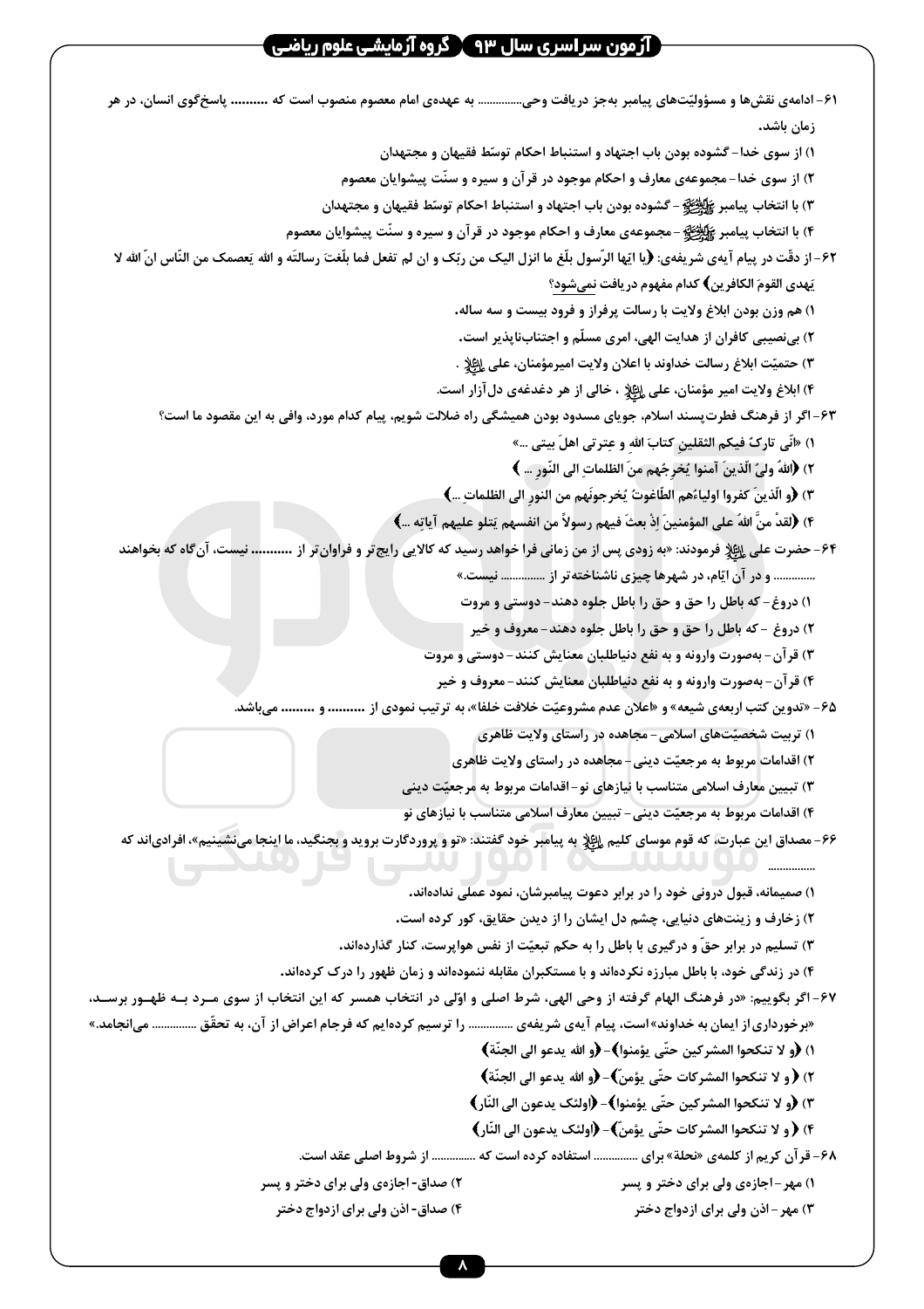۶۱- ادامه‌ی نقش‌ها و مسؤولیّت‌های پیامبر به‌جز دریافت وحی.............. به عهده‌ی امام معصوم منصوب است که .......... پاسخ‌گوی انسان، در هر زمان باشد.

۱) از سوی خدا- گشوده بودن باب اجتهاد و استنباط احکام توسّط فقیهان و مجتهدان

۲) از سوی خدا- مجموعه‌ی معارف و احکام موجود در قرآن و سیره و سنّت پیشوایان معصوم

۳) با انتخاب پیامبر ﷺ - گشوده بودن باب اجتهاد و استنباط احکام توسّط فقیهان و مجتهدان

۴) با انتخاب پیامبر ﷺ - مجموعه‌ی معارف و احکام موجود در قرآن و سیره و سنّت پیشوایان معصوم

۶۲- از دقّت در پیام آیه‌ی شریفه‌ی: ﴿یا ایّها الرّسول بلّغ ما انزل الیک من ربّک و ان لم تفعل فما بلّغتَ رسالتَه و الله یَعصمک من النّاس انّ الله لا یَهدی القومَ الکافرین﴾ کدام مفهوم دریافت نمی‌شود؟

۱) هم وزن بودن ابلاغ ولایت با رسالت پرفراز و فرود بیست و سه ساله.

۲) بی‌نصیبی کافران از هدایت الهی، امری مسلّم و اجتناب‌ناپذیر است.

۳) حتمیّت ابلاغ رسالت خداوند با اعلان ولایت امیرمؤمنان، علی ؑ .

۴) ابلاغ ولایت امیر مؤمنان، علی ؑ ، خالی از هر دغدغه‌ی دل‌آزار است.

۶۳- اگر از فرهنگ فطرت‌پسند اسلام، جویای مسدود بودن همیشگی راه ضلالت شویم، پیام کدام مورد، وافی به این مقصود ما است؟

۱) «انّی تارکٌ فیکم الثقلین کتابَ اللهِ و عِترتی اهلَ بیتی ...»

۲) ﴿اللهُ ولیُّ الّذینَ آمنوا یُخرِجُهم منَ الظلماتِ الی النّورِ ... ﴾

۳) ﴿و الّذینَ کفروا اولیاءُهم الطّاغوتُ یُخرجونَهم من النورِ الی الظلماتِ ...﴾

۴) ﴿لقدْ منَّ اللهُ علی المؤمنینَ اِذْ بعثَ فیهم رسولاً من انفسهم یَتلو علیهم آیاتِه ...﴾

۶۴- حضرت علی ؑ فرمودند: «به زودی پس از من زمانی فرا خواهد رسید که کالایی رایج‌تر و فراوان‌تر از .......... نیست، آن‌گاه که بخواهند .......... و در آن ایّام، در شهرها چیزی ناشناخته‌تر از .............. نیست.»

۱) دروغ- که باطل را حق و حق را باطل جلوه دهند- دوستی و مروت

۲) دروغ - که باطل را حق و حق را باطل جلوه دهند- معروف و خیر

۳) قرآن- به‌صورت وارونه و به نفع دنیاطلبان معنایش کنند- دوستی و مروت

۴) قرآن- به‌صورت وارونه و به نفع دنیاطلبان معنایش کنند- معروف و خیر

۶۵- «تدوین کتب اربعه‌ی شیعه» و «اعلان عدم مشروعیّت خلافت خلفا»، به ترتیب نمودی از .......... و ......... می‌باشد.

۱) تربیت شخصیّت‌های اسلامی- مجاهده در راستای ولایت ظاهری

۲) اقدامات مربوط به مرجعیّت دینی- مجاهده در راستای ولایت ظاهری

۳) تبیین معارف اسلامی متناسب با نیازهای نو- اقدامات مربوط به مرجعیّت دینی

۴) اقدامات مربوط به مرجعیّت دینی- تبیین معارف اسلامی متناسب با نیازهای نو

۶۶- مصداق این عبارت، که قوم موسای کلیم ؑ به پیامبر خود گفتند: «تو و پروردگارت بروید و بجنگید، ما اینجا می‌نشینیم»، افرادی‌اند که ................

۱) صمیمانه، قبول درونی خود را در برابر دعوت پیامبرشان، نمود عملی نداده‌اند.

۲) زخارف و زینت‌های دنیایی، چشم دل ایشان را از دیدن حقایق، کور کرده است.

۳) تسلیم در برابر حقّ و درگیری با باطل را به حکم تبعیّت از نفس هواپرست، کنار گذارده‌اند.

۴) در زندگی خود، با باطل مبارزه نکرده‌اند و با مستکبران مقابله ننموده‌اند و زمان ظهور را درک کرده‌اند.

۶۷- اگر بگوییم: «در فرهنگ الهام گرفته از وحی الهی، شرط اصلی و اوّلی در انتخاب همسر که این انتخاب از سوی مـرد بـه ظهـور برسـد، «برخورداری از ایمان به خداوند» است، پیام آیه‌ی شریفه‌ی .............. را ترسیم کرده‌ایم که فرجام اعراض از آن، به تحقّق .............. می‌انجامد.»

۱) ﴿و لا تنکحوا المشرکین حتّی یؤمنوا﴾- ﴿و الله یدعو الی الجنّة﴾

۲) ﴿و لا تنکحوا المشرکات حتّی یؤمنّ﴾- ﴿و الله یدعو الی الجنّة﴾

۳) ﴿و لا تنکحوا المشرکین حتّی یؤمنوا﴾- ﴿اولئک یدعون الی النّار﴾

۴) ﴿و لا تنکحوا المشرکات حتّی یؤمنّ﴾- ﴿اولئک یدعون الی النّار﴾

۶۸- قرآن کریم از کلمه‌ی «نحلة» برای .............. استفاده کرده است که .............. از شروط اصلی عقد است.

۱) مهر- اجازه‌ی ولی برای دختر و پسر

۲) صداق- اجازه‌ی ولی برای دختر و پسر

۳) مهر- اذن ولی برای ازدواج دختر

۴) صداق- اذن ولی برای ازدواج دختر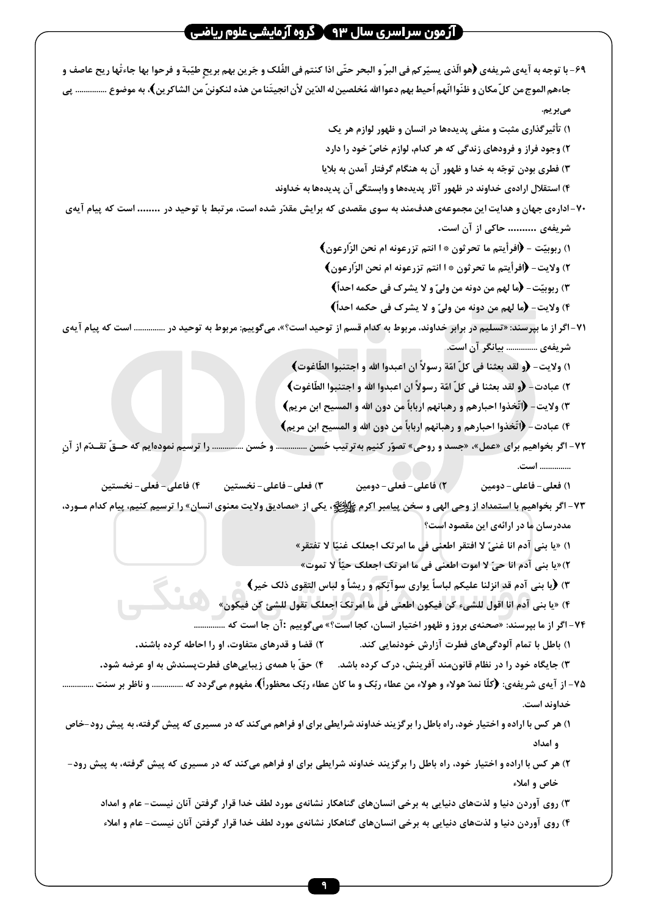۶۹- با توجه به آیه‌ی شریفه‌ی ﴿هو الّذی یسیّرکم فی البرّ و البحر حتّی اذا کنتم فی الفُلک و جَرین بهم بریحٍ طیّبة و فرحوا بها جاءَتها ریح عاصف و جاءهم الموج من کلّ مکان و ظنّوا انّهم اُحیط بهم دعوا الله مُخلصین له الدّین لأن انجیتَنا من هذه لنکوننّ من الشاکرین﴾، به موضوع .............. پی می‌بریم.

۱) تأثیرگذاری مثبت و منفی پدیده‌ها در انسان و ظهور لوازم هر یک

۲) وجود فراز و فرودهای زندگی که هر کدام، لوازم خاصّ خود را دارد

۳) فطری بودن توجّه به خدا و ظهور آن به هنگام گرفتار آمدن به بلایا

۴) استقلال اراده‌ی خداوند در ظهور آثار پدیده‌ها و وابستگی آن پدیده‌ها به خداوند

۷۰- اداره‌ی جهان و هدایت این مجموعه‌ی هدف‌مند به سوی مقصدی که برایش مقدّر شده است، مرتبط با توحید در ........ است که پیام آیه‌ی شریفه‌ی ......... حاکی از آن است.

۱) ربوبیّت - ﴿افرأیتم ما تحرثون * ا انتم تزرعونه ام نحن الزّارعون﴾

۲) ولایت - ﴿افرأیتم ما تحرثون * ا انتم تزرعونه ام نحن الزّارعون﴾

۳) ربوبیّت - ﴿ما لهم من دونه من ولیّ و لا یشرک فی حکمه احداً﴾

۴) ولایت - ﴿ما لهم من دونه من ولیّ و لا یشرک فی حکمه احداً﴾

۷۱- اگر از ما بپرسند: «تسلیم در برابر خداوند، مربوط به کدام قسم از توحید است؟»، می‌گوییم: مربوط به توحید در .............. است که پیام آیه‌ی شریفه‌ی .............. بیانگر آن است.

۱) ولایت - ﴿و لقد بعثنا فی کلّ امّة رسولاً ان اعبدوا الله و اجتنبوا الطّاغوت﴾

۲) عبادت - ﴿و لقد بعثنا فی کلّ امّة رسولاً ان اعبدوا الله و اجتنبوا الطّاغوت﴾

۳) ولایت - ﴿اتّخذوا احبارهم و رهبانهم ارباباً من دون الله و المسیح ابن مریم﴾

۴) عبادت - ﴿اتّخذوا احبارهم و رهبانهم ارباباً من دون الله و المسیح ابن مریم﴾

۷۲- اگر بخواهیم برای «عمل»، «جسد و روحی» تصوّر کنیم به‌ترتیب حُسن .............. و حُسن .............. را ترسیم نموده‌ایم که حـقّ تقـدّم از آنِ .............. است.

۱) فعلی - فاعلی - دومین ۲) فاعلی - فعلی - دومین ۳) فعلی - فاعلی - نخستین ۴) فاعلی - فعلی - نخستین

۷۳- اگر بخواهیم با استمداد از وحی الهی و سخن پیامبر اکرم ﷺ، یکی از «مصادیق ولایت معنوی انسان» را ترسیم کنیم، پیام کدام مـورد، مددرسان ما در ارائه‌ی این مقصود است؟

۱) «یا بنی آدم انا غنیّ لا افتقر اطعنی فی ما امرتک اجعلک غنیّا لا تفتقر»

۲) «یا بنی آدم انا حیّ لا اموت اطعنی فی ما امرتک اجعلک حیّاً لا تموت»

۳) ﴿یا بنی آدم قد انزلنا علیکم لباساً یواری سوآتِکم و ریشاً و لباس التقوی ذلک خیر﴾

۴) «یا بنی آدم انا اقول للشیء کن فیکون اطعنی فی ما امرتکَ اجعلک تقول للشئ کن فیکون»

۷۴- اگر از ما بپرسند: «صحنه‌ی بروز و ظهور اختیار انسان، کجا است؟» می‌گوییم: آن جا است که ..............

۱) باطل با تمام آلودگی‌های فطرت آزارش خودنمایی کند. ۲) قضا و قدرهای متفاوت، او را احاطه کرده باشند.

۳) جایگاه خود را در نظام قانون‌مند آفرینش، درک کرده باشد. ۴) حقّ با همه‌ی زیبایی‌های فطرت‌پسندش به او عرضه شود.

۷۵- از آیه‌ی شریفه‌ی: ﴿کلّا نمدّ هؤلاء و هؤلاء من عطاء ربّک و ما کان عطاء ربّک محظوراً﴾، مفهوم می‌گردد که .............. و ناظر بر سنت .............. خداوند است.

۱) هر کس با اراده و اختیار خود، راه باطل را برگزیند خداوند شرایطی برای او فراهم می‌کند که در مسیری که پیش گرفته، به پیش رود- خاص و امداد

۲) هر کس با اراده و اختیار خود، راه باطل را برگزیند خداوند شرایطی برای او فراهم می‌کند که در مسیری که پیش گرفته، به پیش رود- خاص و املاء

۳) روی آوردن دنیا و لذت‌های دنیایی به برخی انسان‌های گناهکار نشانه‌ی مورد لطف خدا قرار گرفتن آنان نیست- عام و امداد

۴) روی آوردن دنیا و لذت‌های دنیایی به برخی انسان‌های گناهکار نشانه‌ی مورد لطف خدا قرار گرفتن آنان نیست- عام و املاء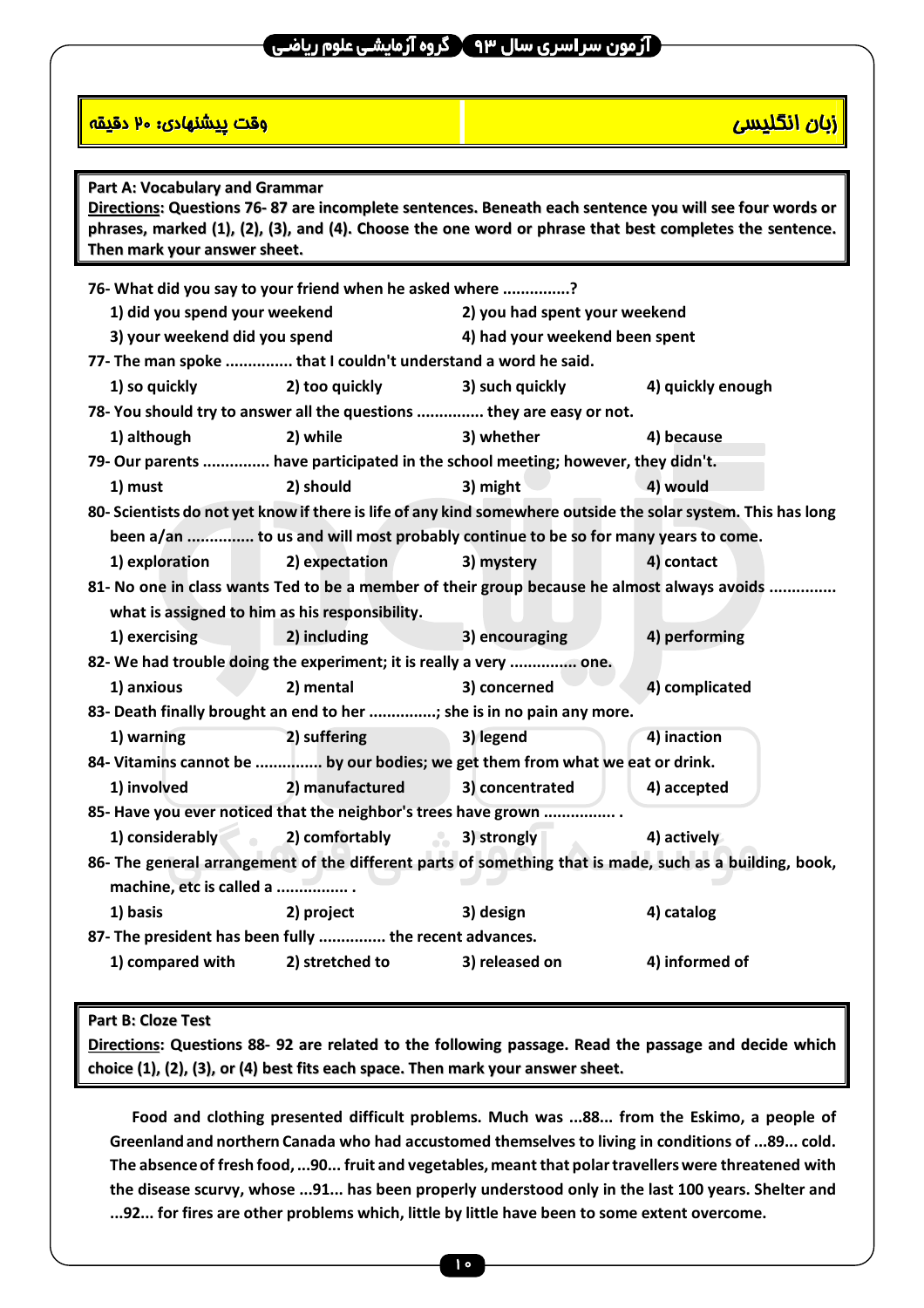| زبان انگلیسی | وقت پیشنهادی: ۲۰ دقیقه |
| --- | --- |

**Part A: Vocabulary and Grammar**

**Directions**: Questions 76- 87 are incomplete sentences. Beneath each sentence you will see four words or phrases, marked (1), (2), (3), and (4). Choose the one word or phrase that best completes the sentence. Then mark your answer sheet.

76- What did you say to your friend when he asked where ...............?

1) did you spend your weekend
2) you had spent your weekend
3) your weekend did you spend
4) had your weekend been spent

77- The man spoke ............... that I couldn't understand a word he said.

1) so quickly
2) too quickly
3) such quickly
4) quickly enough

78- You should try to answer all the questions ............... they are easy or not.

1) although
2) while
3) whether
4) because

79- Our parents ............... have participated in the school meeting; however, they didn't.

1) must
2) should
3) might
4) would

80- Scientists do not yet know if there is life of any kind somewhere outside the solar system. This has long been a/an ............... to us and will most probably continue to be so for many years to come.

1) exploration
2) expectation
3) mystery
4) contact

81- No one in class wants Ted to be a member of their group because he almost always avoids ............... what is assigned to him as his responsibility.

1) exercising
2) including
3) encouraging
4) performing

82- We had trouble doing the experiment; it is really a very ............... one.

1) anxious
2) mental
3) concerned
4) complicated

83- Death finally brought an end to her ...............; she is in no pain any more.

1) warning
2) suffering
3) legend
4) inaction

84- Vitamins cannot be ............... by our bodies; we get them from what we eat or drink.

1) involved
2) manufactured
3) concentrated
4) accepted

85- Have you ever noticed that the neighbor's trees have grown ................ .

1) considerably
2) comfortably
3) strongly
4) actively

86- The general arrangement of the different parts of something that is made, such as a building, book, machine, etc is called a ................ .

1) basis
2) project
3) design
4) catalog

87- The president has been fully ............... the recent advances.

1) compared with
2) stretched to
3) released on
4) informed of

**Part B: Cloze Test**

**Directions**: Questions 88- 92 are related to the following passage. Read the passage and decide which choice (1), (2), (3), or (4) best fits each space. Then mark your answer sheet.

Food and clothing presented difficult problems. Much was ...88... from the Eskimo, a people of Greenland and northern Canada who had accustomed themselves to living in conditions of ...89... cold. The absence of fresh food, ...90... fruit and vegetables, meant that polar travellers were threatened with the disease scurvy, whose ...91... has been properly understood only in the last 100 years. Shelter and ...92... for fires are other problems which, little by little have been to some extent overcome.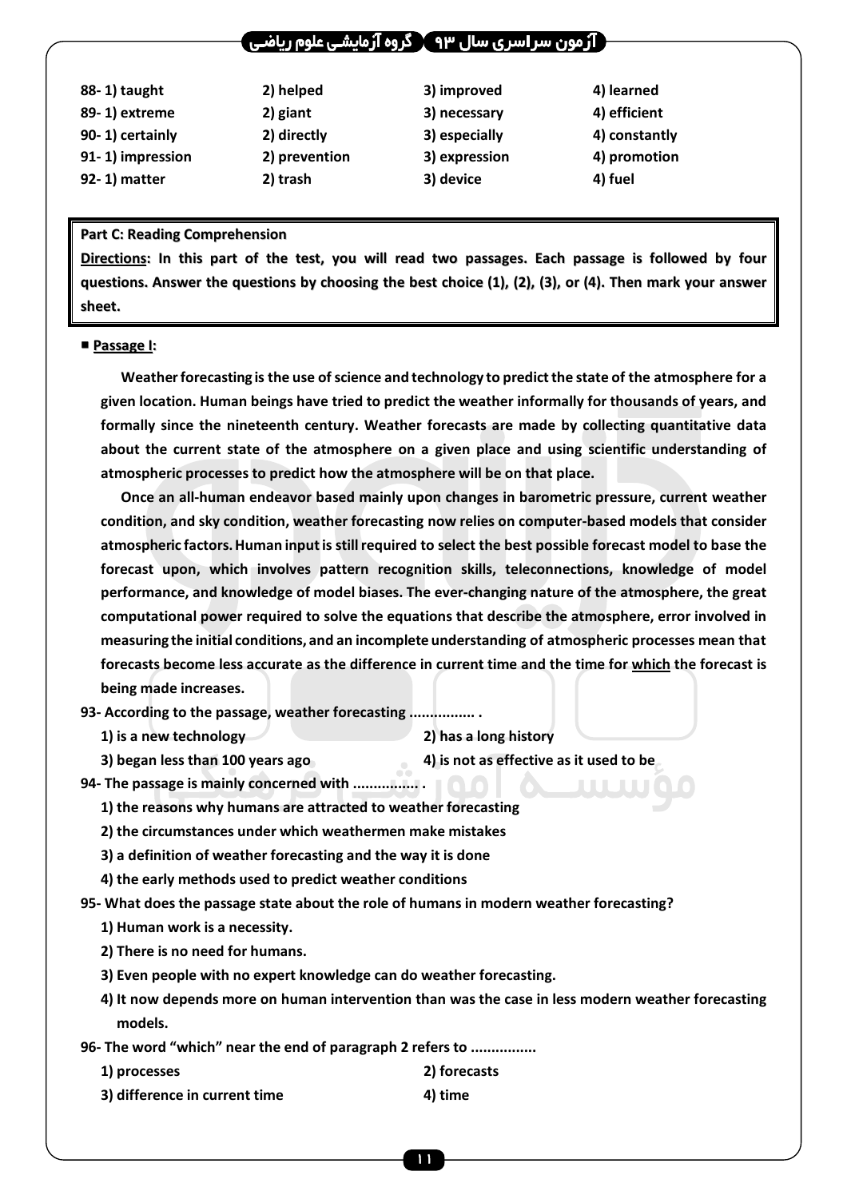88- 1) taught 2) helped 3) improved 4) learned

89- 1) extreme 2) giant 3) necessary 4) efficient

90- 1) certainly 2) directly 3) especially 4) constantly

91- 1) impression 2) prevention 3) expression 4) promotion

92- 1) matter 2) trash 3) device 4) fuel

**Part C: Reading Comprehension**

**Directions: In this part of the test, you will read two passages. Each passage is followed by four questions. Answer the questions by choosing the best choice (1), (2), (3), or (4). Then mark your answer sheet.**

■ **Passage I:**

Weather forecasting is the use of science and technology to predict the state of the atmosphere for a given location. Human beings have tried to predict the weather informally for thousands of years, and formally since the nineteenth century. Weather forecasts are made by collecting quantitative data about the current state of the atmosphere on a given place and using scientific understanding of atmospheric processes to predict how the atmosphere will be on that place.

Once an all-human endeavor based mainly upon changes in barometric pressure, current weather condition, and sky condition, weather forecasting now relies on computer-based models that consider atmospheric factors. Human input is still required to select the best possible forecast model to base the forecast upon, which involves pattern recognition skills, teleconnections, knowledge of model performance, and knowledge of model biases. The ever-changing nature of the atmosphere, the great computational power required to solve the equations that describe the atmosphere, error involved in measuring the initial conditions, and an incomplete understanding of atmospheric processes mean that forecasts become less accurate as the difference in current time and the time for which the forecast is being made increases.

93- According to the passage, weather forecasting ................ .

1) is a new technology
2) has a long history
3) began less than 100 years ago
4) is not as effective as it used to be

94- The passage is mainly concerned with ................ .

1) the reasons why humans are attracted to weather forecasting
2) the circumstances under which weathermen make mistakes
3) a definition of weather forecasting and the way it is done
4) the early methods used to predict weather conditions

95- What does the passage state about the role of humans in modern weather forecasting?

1) Human work is a necessity.
2) There is no need for humans.
3) Even people with no expert knowledge can do weather forecasting.
4) It now depends more on human intervention than was the case in less modern weather forecasting models.

96- The word "which" near the end of paragraph 2 refers to ................

1) processes
2) forecasts
3) difference in current time
4) time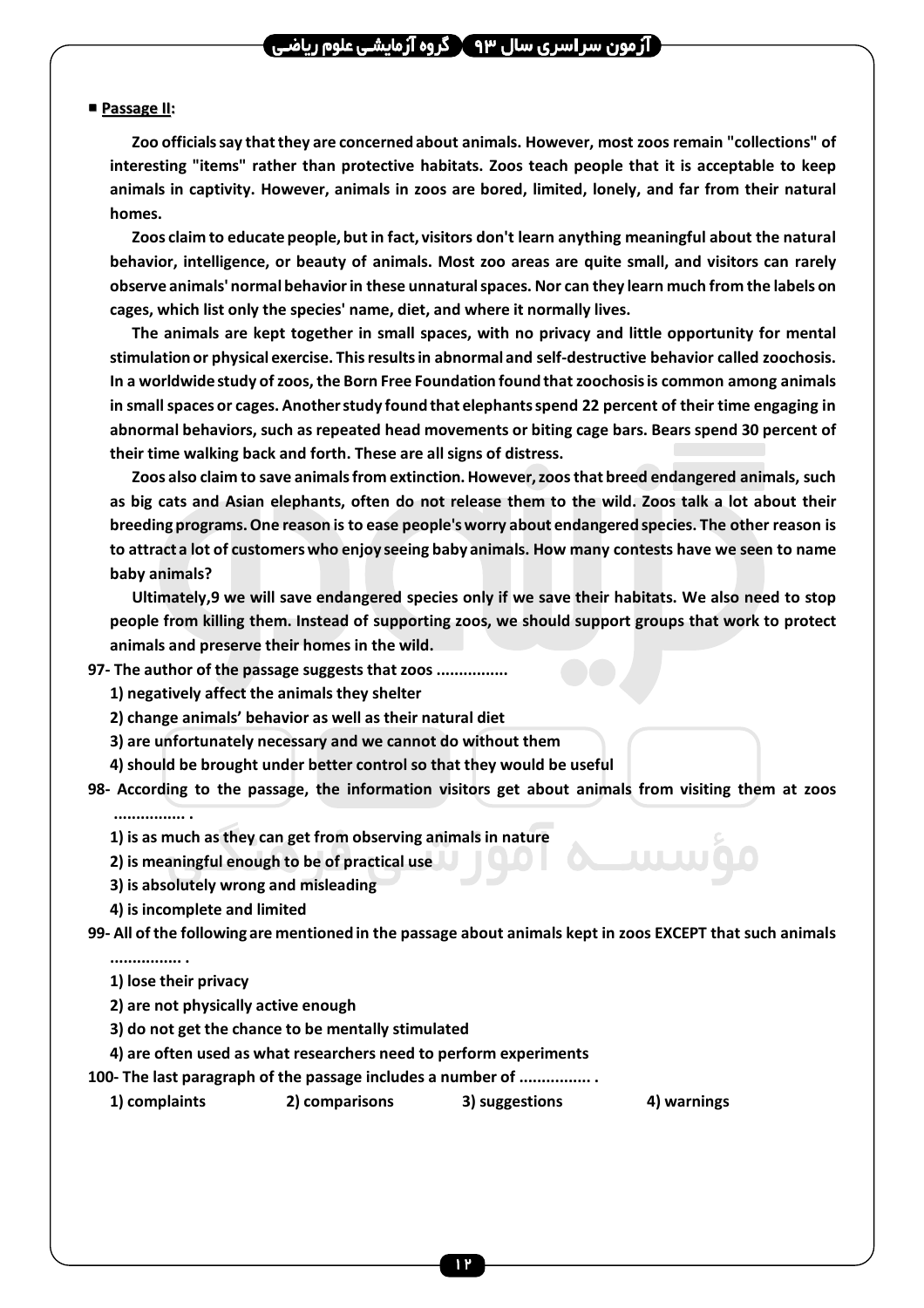■ **Passage II:**

**Zoo officials say that they are concerned about animals. However, most zoos remain "collections" of interesting "items" rather than protective habitats. Zoos teach people that it is acceptable to keep animals in captivity. However, animals in zoos are bored, limited, lonely, and far from their natural homes.**

**Zoos claim to educate people, but in fact, visitors don't learn anything meaningful about the natural behavior, intelligence, or beauty of animals. Most zoo areas are quite small, and visitors can rarely observe animals' normal behavior in these unnatural spaces. Nor can they learn much from the labels on cages, which list only the species' name, diet, and where it normally lives.**

**The animals are kept together in small spaces, with no privacy and little opportunity for mental stimulation or physical exercise. This results in abnormal and self-destructive behavior called zoochosis. In a worldwide study of zoos, the Born Free Foundation found that zoochosis is common among animals in small spaces or cages. Another study found that elephants spend 22 percent of their time engaging in abnormal behaviors, such as repeated head movements or biting cage bars. Bears spend 30 percent of their time walking back and forth. These are all signs of distress.**

**Zoos also claim to save animals from extinction. However, zoos that breed endangered animals, such as big cats and Asian elephants, often do not release them to the wild. Zoos talk a lot about their breeding programs. One reason is to ease people's worry about endangered species. The other reason is to attract a lot of customers who enjoy seeing baby animals. How many contests have we seen to name baby animals?**

**Ultimately,9 we will save endangered species only if we save their habitats. We also need to stop people from killing them. Instead of supporting zoos, we should support groups that work to protect animals and preserve their homes in the wild.**

**97- The author of the passage suggests that zoos ................**

1) negatively affect the animals they shelter
2) change animals' behavior as well as their natural diet
3) are unfortunately necessary and we cannot do without them
4) should be brought under better control so that they would be useful

**98- According to the passage, the information visitors get about animals from visiting them at zoos ................ .**

1) is as much as they can get from observing animals in nature
2) is meaningful enough to be of practical use
3) is absolutely wrong and misleading
4) is incomplete and limited

**99- All of the following are mentioned in the passage about animals kept in zoos EXCEPT that such animals ................ .**

1) lose their privacy
2) are not physically active enough
3) do not get the chance to be mentally stimulated
4) are often used as what researchers need to perform experiments

**100- The last paragraph of the passage includes a number of ................ .**

1) complaints 2) comparisons 3) suggestions 4) warnings